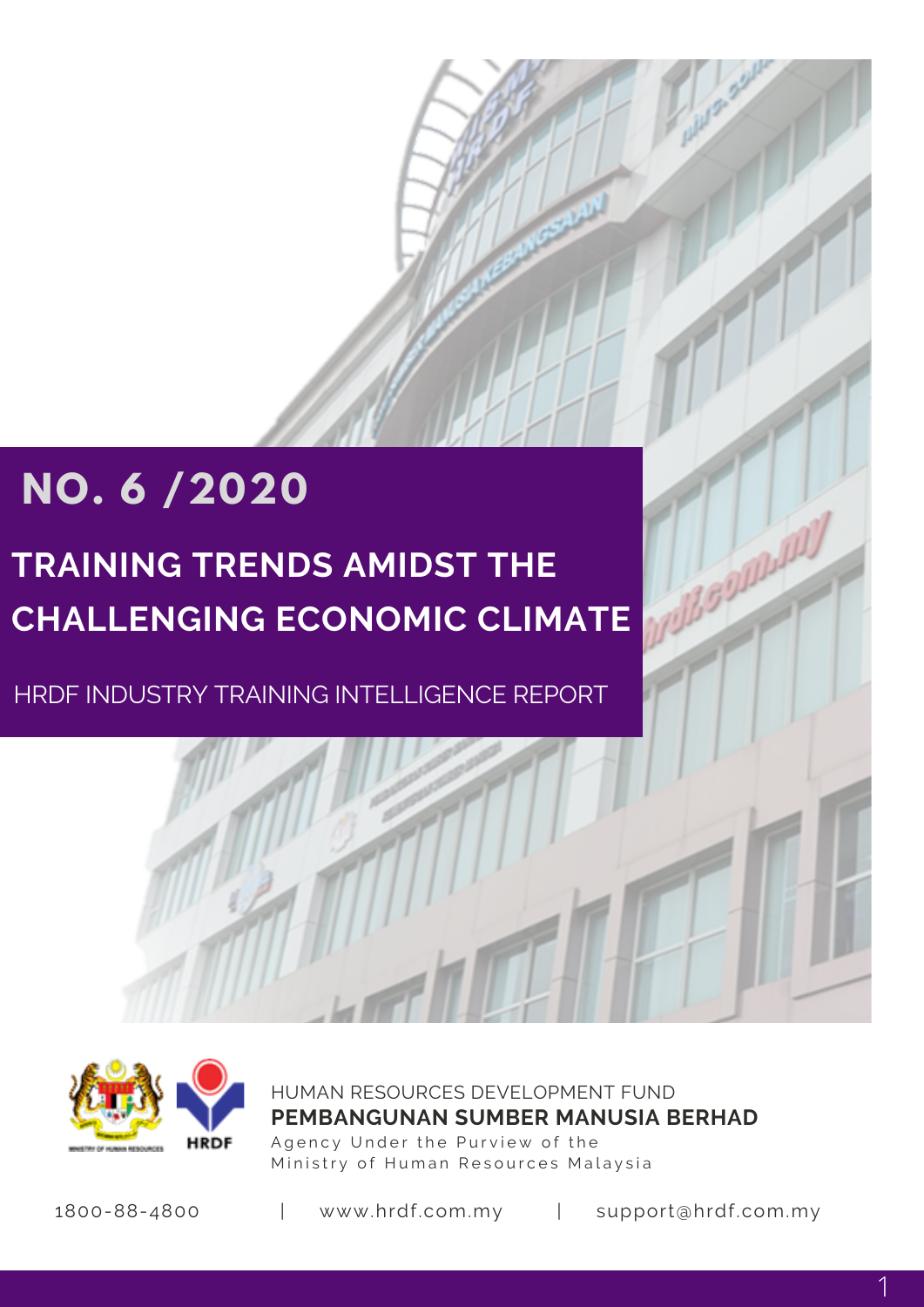# NO. 6 /2020

## TRAINING TRENDS AMIDST THE CHALLENGING ECONOMIC CLIMATE

HRDF INDUSTRY TRAINING INTELLIGENCE REPORT

HUMAN RESOURCES DEVELOPMENT FUND

**PEMBANGUNAN SUMBER MANUSIA BERHAD**

Agency Under the Purview of the Ministry of Human Resources Malaysia

1800-88-4800 | www.hrdf.com.my | support@hrdf.com.my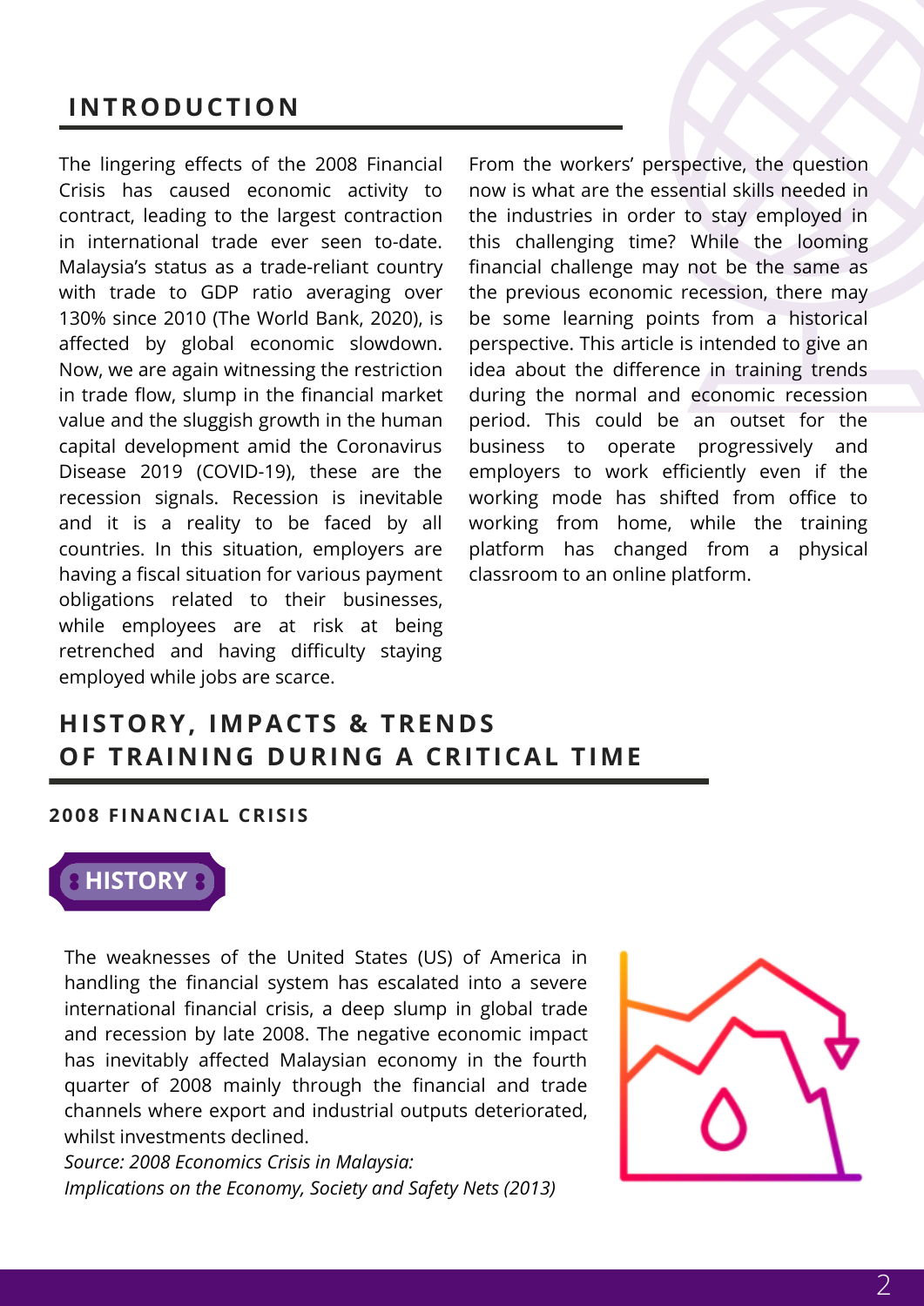## INTRODUCTION

The lingering effects of the 2008 Financial Crisis has caused economic activity to contract, leading to the largest contraction in international trade ever seen to-date. Malaysia's status as a trade-reliant country with trade to GDP ratio averaging over 130% since 2010 (The World Bank, 2020), is affected by global economic slowdown. Now, we are again witnessing the restriction in trade flow, slump in the financial market value and the sluggish growth in the human capital development amid the Coronavirus Disease 2019 (COVID-19), these are the recession signals. Recession is inevitable and it is a reality to be faced by all countries. In this situation, employers are having a fiscal situation for various payment obligations related to their businesses, while employees are at risk at being retrenched and having difficulty staying employed while jobs are scarce.

From the workers' perspective, the question now is what are the essential skills needed in the industries in order to stay employed in this challenging time? While the looming financial challenge may not be the same as the previous economic recession, there may be some learning points from a historical perspective. This article is intended to give an idea about the difference in training trends during the normal and economic recession period. This could be an outset for the business to operate progressively and employers to work efficiently even if the working mode has shifted from office to working from home, while the training platform has changed from a physical classroom to an online platform.

## HISTORY, IMPACTS & TRENDS OF TRAINING DURING A CRITICAL TIME

### 2008 FINANCIAL CRISIS

#### HISTORY

The weaknesses of the United States (US) of America in handling the financial system has escalated into a severe international financial crisis, a deep slump in global trade and recession by late 2008. The negative economic impact has inevitably affected Malaysian economy in the fourth quarter of 2008 mainly through the financial and trade channels where export and industrial outputs deteriorated, whilst investments declined.

*Source: 2008 Economics Crisis in Malaysia: Implications on the Economy, Society and Safety Nets (2013)*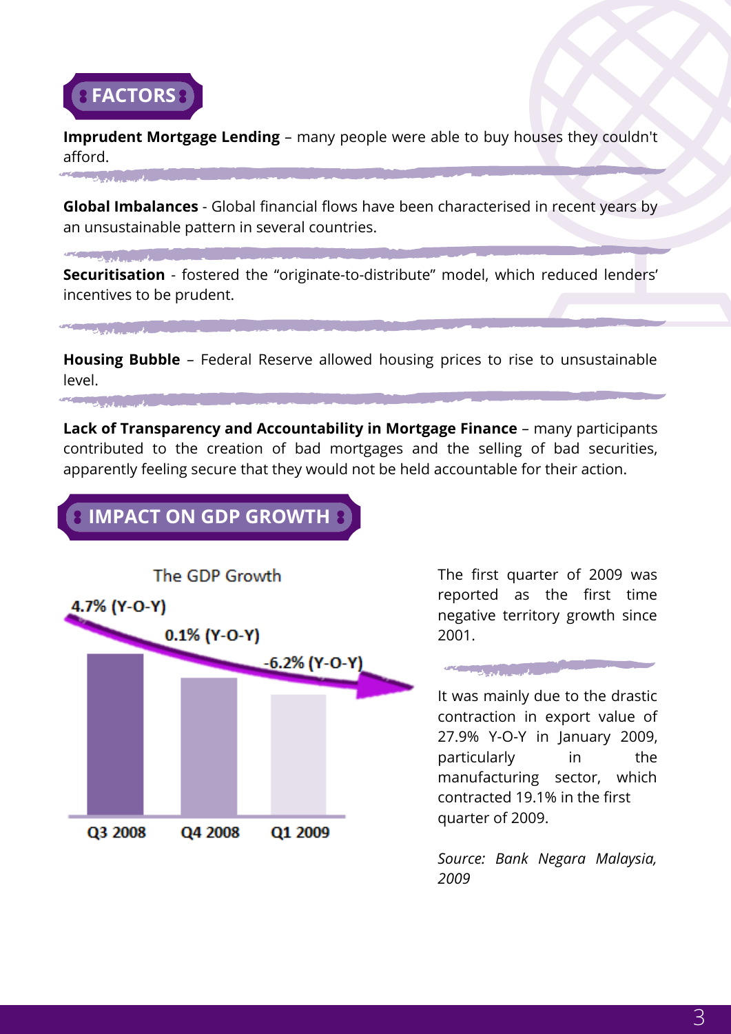## FACTORS

**Imprudent Mortgage Lending** – many people were able to buy houses they couldn't afford.

**Global Imbalances** - Global financial flows have been characterised in recent years by an unsustainable pattern in several countries.

**Securitisation** - fostered the "originate-to-distribute" model, which reduced lenders' incentives to be prudent.

**Housing Bubble** – Federal Reserve allowed housing prices to rise to unsustainable level.

**Lack of Transparency and Accountability in Mortgage Finance** – many participants contributed to the creation of bad mortgages and the selling of bad securities, apparently feeling secure that they would not be held accountable for their action.

## IMPACT ON GDP GROWTH

The GDP Growth

| Quarter | GDP Growth |
|---|---|
| Q3 2008 | 4.7% (Y-O-Y) |
| Q4 2008 | 0.1% (Y-O-Y) |
| Q1 2009 | -6.2% (Y-O-Y) |

The first quarter of 2009 was reported as the first time negative territory growth since 2001.

It was mainly due to the drastic contraction in export value of 27.9% Y-O-Y in January 2009, particularly in the manufacturing sector, which contracted 19.1% in the first quarter of 2009.

*Source: Bank Negara Malaysia, 2009*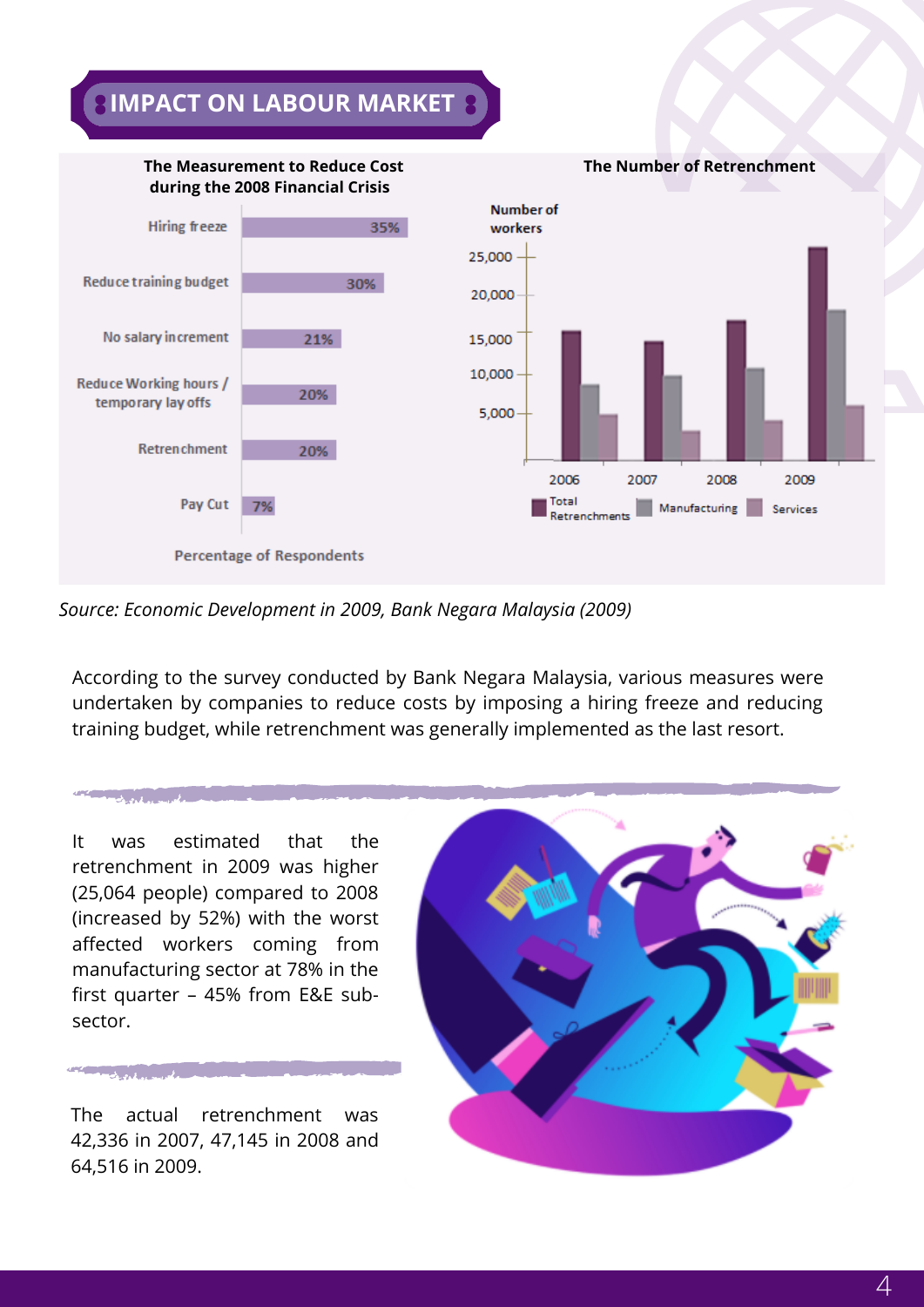## IMPACT ON LABOUR MARKET

**The Measurement to Reduce Cost during the 2008 Financial Crisis**

| Measure | Percentage of Respondents |
|---|---|
| Hiring freeze | 35% |
| Reduce training budget | 30% |
| No salary increment | 21% |
| Reduce Working hours / temporary lay offs | 20% |
| Retrenchment | 20% |
| Pay Cut | 7% |

**The Number of Retrenchment**

Number of workers (Total Retrenchments, Manufacturing, Services) for 2006, 2007, 2008, 2009.

*Source: Economic Development in 2009, Bank Negara Malaysia (2009)*

According to the survey conducted by Bank Negara Malaysia, various measures were undertaken by companies to reduce costs by imposing a hiring freeze and reducing training budget, while retrenchment was generally implemented as the last resort.

It was estimated that the retrenchment in 2009 was higher (25,064 people) compared to 2008 (increased by 52%) with the worst affected workers coming from manufacturing sector at 78% in the first quarter – 45% from E&E sub-sector.

The actual retrenchment was 42,336 in 2007, 47,145 in 2008 and 64,516 in 2009.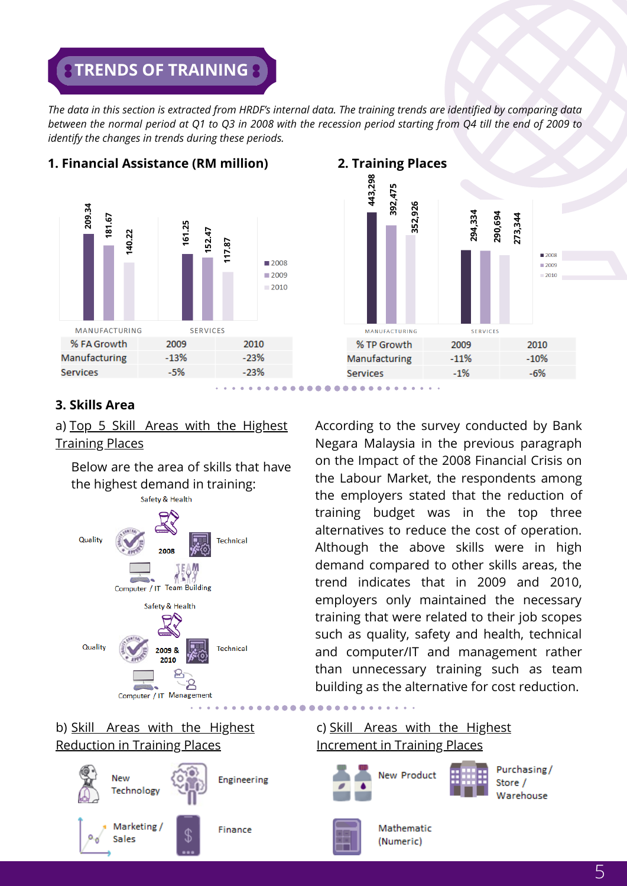# TRENDS OF TRAINING

*The data in this section is extracted from HRDF's internal data. The training trends are identified by comparing data between the normal period at Q1 to Q3 in 2008 with the recession period starting from Q4 till the end of 2009 to identify the changes in trends during these periods.*

## 1. Financial Assistance (RM million)

| | 2008 | 2009 | 2010 |
|---|---|---|---|
| Manufacturing | 209.34 | 181.67 | 140.22 |
| Services | 161.25 | 152.47 | 117.87 |

| % FA Growth | 2009 | 2010 |
|---|---|---|
| Manufacturing | -13% | -23% |
| Services | -5% | -23% |

## 2. Training Places

| | 2008 | 2009 | 2010 |
|---|---|---|---|
| Manufacturing | 443,298 | 392,475 | 352,926 |
| Services | 294,334 | 290,694 | 273,344 |

| % TP Growth | 2009 | 2010 |
|---|---|---|
| Manufacturing | -11% | -10% |
| Services | -1% | -6% |

## 3. Skills Area

a) Top 5 Skill Areas with the Highest Training Places

Below are the area of skills that have the highest demand in training:

2008: Safety & Health, Quality, Technical, Computer / IT, Team Building

2009 & 2010: Safety & Health, Quality, Technical, Computer / IT, Management

According to the survey conducted by Bank Negara Malaysia in the previous paragraph on the Impact of the 2008 Financial Crisis on the Labour Market, the respondents among the employers stated that the reduction of training budget was in the top three alternatives to reduce the cost of operation. Although the above skills were in high demand compared to other skills areas, the trend indicates that in 2009 and 2010, employers only maintained the necessary training that were related to their job scopes such as quality, safety and health, technical and computer/IT and management rather than unnecessary training such as team building as the alternative for cost reduction.

b) Skill Areas with the Highest Reduction in Training Places

- New Technology
- Engineering
- Marketing / Sales
- Finance

c) Skill Areas with the Highest Increment in Training Places

- New Product
- Purchasing / Store / Warehouse
- Mathematic (Numeric)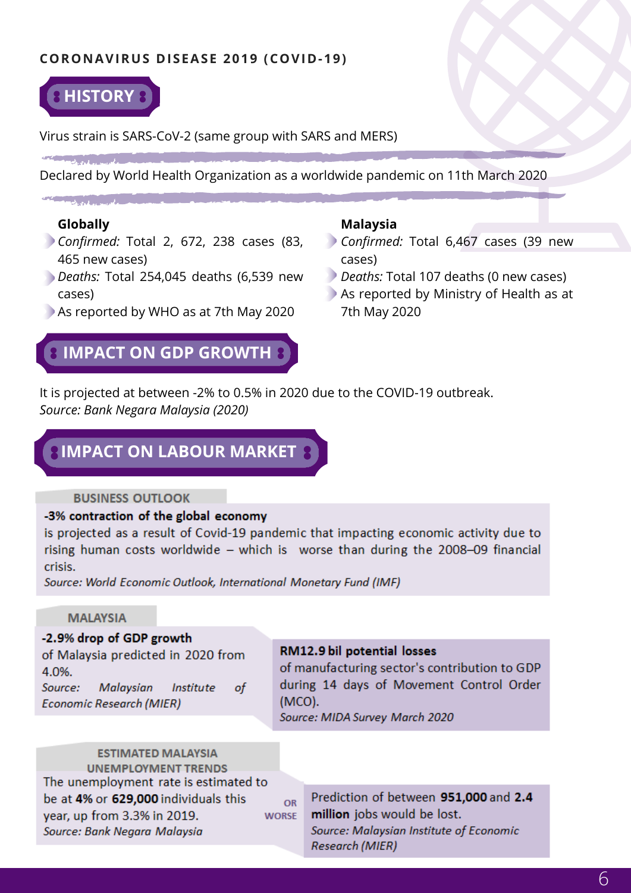**CORONAVIRUS DISEASE 2019 (COVID-19)**

## HISTORY

Virus strain is SARS-CoV-2 (same group with SARS and MERS)

Declared by World Health Organization as a worldwide pandemic on 11th March 2020

**Globally**

- *Confirmed:* Total 2, 672, 238 cases (83, 465 new cases)
- *Deaths:* Total 254,045 deaths (6,539 new cases)
- As reported by WHO as at 7th May 2020

**Malaysia**

- *Confirmed:* Total 6,467 cases (39 new cases)
- *Deaths:* Total 107 deaths (0 new cases)
- As reported by Ministry of Health as at 7th May 2020

## IMPACT ON GDP GROWTH

It is projected at between -2% to 0.5% in 2020 due to the COVID-19 outbreak.
*Source: Bank Negara Malaysia (2020)*

## IMPACT ON LABOUR MARKET

### BUSINESS OUTLOOK

**-3% contraction of the global economy**
is projected as a result of Covid-19 pandemic that impacting economic activity due to rising human costs worldwide – which is worse than during the 2008–09 financial crisis.
*Source: World Economic Outlook, International Monetary Fund (IMF)*

### MALAYSIA

**-2.9% drop of GDP growth**
of Malaysia predicted in 2020 from 4.0%.
*Source: Malaysian Institute of Economic Research (MIER)*

**RM12.9 bil potential losses**
of manufacturing sector's contribution to GDP during 14 days of Movement Control Order (MCO).
*Source: MIDA Survey March 2020*

### ESTIMATED MALAYSIA UNEMPLOYMENT TRENDS

The unemployment rate is estimated to be at **4%** or **629,000** individuals this year, up from 3.3% in 2019.
*Source: Bank Negara Malaysia*

OR WORSE

Prediction of between **951,000** and **2.4 million** jobs would be lost.
*Source: Malaysian Institute of Economic Research (MIER)*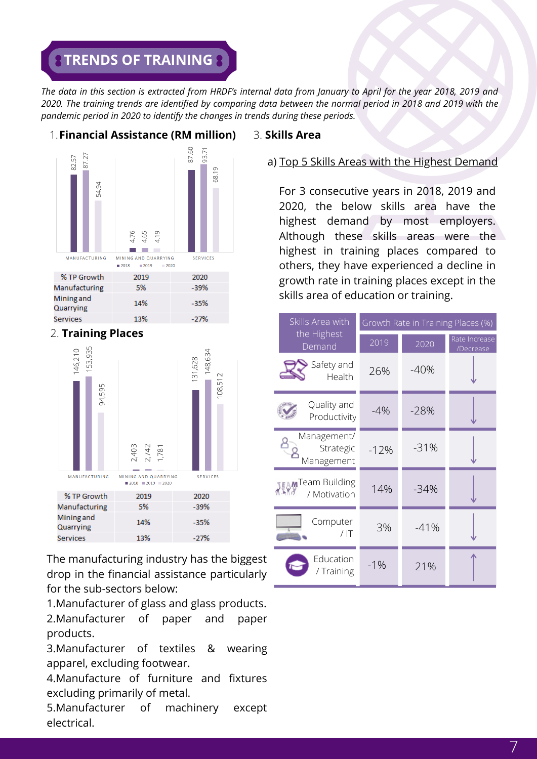# TRENDS OF TRAINING

*The data in this section is extracted from HRDF's internal data from January to April for the year 2018, 2019 and 2020. The training trends are identified by comparing data between the normal period in 2018 and 2019 with the pandemic period in 2020 to identify the changes in trends during these periods.*

## 1. Financial Assistance (RM million)

| | 2018 | 2019 | 2020 |
|---|---|---|---|
| Manufacturing | 82.57 | 87.27 | 54.94 |
| Mining and Quarrying | 4.76 | 4.65 | 4.19 |
| Services | 87.60 | 93.71 | 68.19 |

| % TP Growth | 2019 | 2020 |
|---|---|---|
| Manufacturing | 5% | -39% |
| Mining and Quarrying | 14% | -35% |
| Services | 13% | -27% |

## 2. Training Places

| | 2018 | 2019 | 2020 |
|---|---|---|---|
| Manufacturing | 146,210 | 153,935 | 94,595 |
| Mining and Quarrying | 2,403 | 2,742 | 1,781 |
| Services | 131,628 | 148,634 | 108,512 |

| % TP Growth | 2019 | 2020 |
|---|---|---|
| Manufacturing | 5% | -39% |
| Mining and Quarrying | 14% | -35% |
| Services | 13% | -27% |

The manufacturing industry has the biggest drop in the financial assistance particularly for the sub-sectors below:

1. Manufacturer of glass and glass products.
2. Manufacturer of paper and paper products.
3. Manufacturer of textiles & wearing apparel, excluding footwear.
4. Manufacture of furniture and fixtures excluding primarily of metal.
5. Manufacturer of machinery except electrical.

## 3. Skills Area

a) Top 5 Skills Areas with the Highest Demand

For 3 consecutive years in 2018, 2019 and 2020, the below skills area have the highest demand by most employers. Although these skills areas were the highest in training places compared to others, they have experienced a decline in growth rate in training places except in the skills area of education or training.

| Skills Area with the Highest Demand | Growth Rate in Training Places (%) | | |
|---|---|---|---|
| | 2019 | 2020 | Rate Increase /Decrease |
| Safety and Health | 26% | -40% | ↓ |
| Quality and Productivity | -4% | -28% | ↓ |
| Management/ Strategic Management | -12% | -31% | ↓ |
| Team Building / Motivation | 14% | -34% | ↓ |
| Computer / IT | 3% | -41% | ↓ |
| Education / Training | -1% | 21% | ↑ |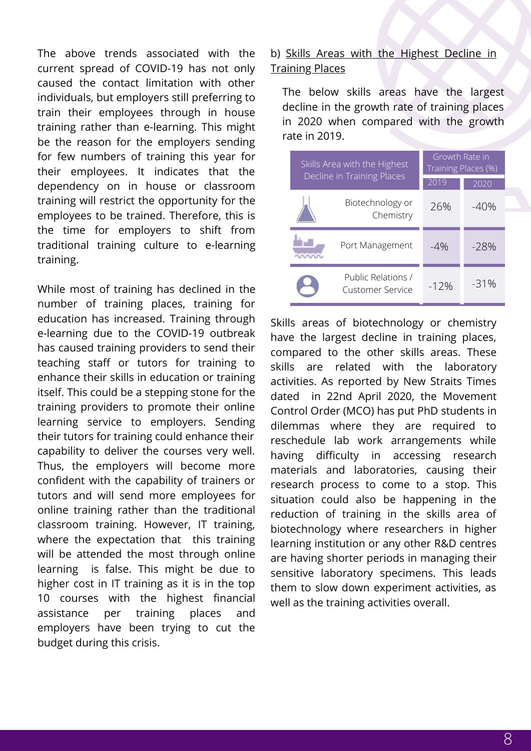The above trends associated with the current spread of COVID-19 has not only caused the contact limitation with other individuals, but employers still preferring to train their employees through in house training rather than e-learning. This might be the reason for the employers sending for few numbers of training this year for their employees. It indicates that the dependency on in house or classroom training will restrict the opportunity for the employees to be trained. Therefore, this is the time for employers to shift from traditional training culture to e-learning training.

While most of training has declined in the number of training places, training for education has increased. Training through e-learning due to the COVID-19 outbreak has caused training providers to send their teaching staff or tutors for training to enhance their skills in education or training itself. This could be a stepping stone for the training providers to promote their online learning service to employers. Sending their tutors for training could enhance their capability to deliver the courses very well. Thus, the employers will become more confident with the capability of trainers or tutors and will send more employees for online training rather than the traditional classroom training. However, IT training, where the expectation that this training will be attended the most through online learning is false. This might be due to higher cost in IT training as it is in the top 10 courses with the highest financial assistance per training places and employers have been trying to cut the budget during this crisis.

b) <u>Skills Areas with the Highest Decline in Training Places</u>

The below skills areas have the largest decline in the growth rate of training places in 2020 when compared with the growth rate in 2019.

| Skills Area with the Highest Decline in Training Places | Growth Rate in Training Places (%) | |
|---|---|---|
| | 2019 | 2020 |
| Biotechnology or Chemistry | 26% | -40% |
| Port Management | -4% | -28% |
| Public Relations / Customer Service | -12% | -31% |

Skills areas of biotechnology or chemistry have the largest decline in training places, compared to the other skills areas. These skills are related with the laboratory activities. As reported by New Straits Times dated in 22nd April 2020, the Movement Control Order (MCO) has put PhD students in dilemmas where they are required to reschedule lab work arrangements while having difficulty in accessing research materials and laboratories, causing their research process to come to a stop. This situation could also be happening in the reduction of training in the skills area of biotechnology where researchers in higher learning institution or any other R&D centres are having shorter periods in managing their sensitive laboratory specimens. This leads them to slow down experiment activities, as well as the training activities overall.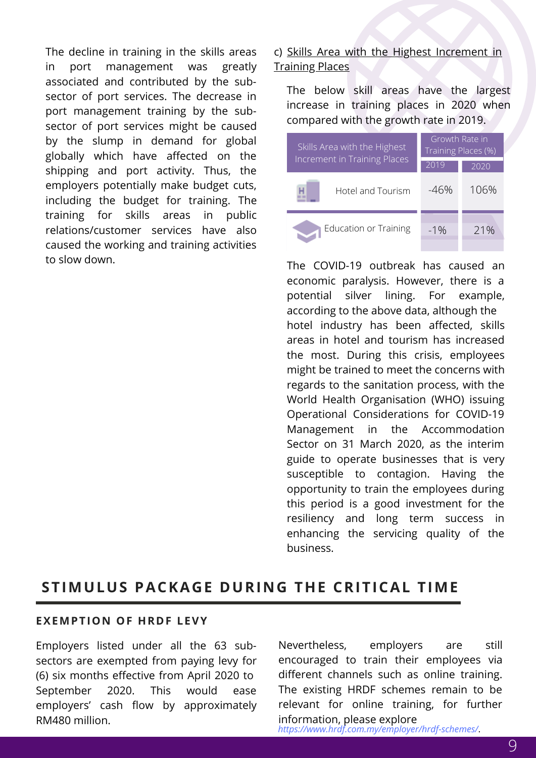The decline in training in the skills areas in port management was greatly associated and contributed by the sub-sector of port services. The decrease in port management training by the sub-sector of port services might be caused by the slump in demand for global globally which have affected on the shipping and port activity. Thus, the employers potentially make budget cuts, including the budget for training. The training for skills areas in public relations/customer services have also caused the working and training activities to slow down.

c) Skills Area with the Highest Increment in Training Places

The below skill areas have the largest increase in training places in 2020 when compared with the growth rate in 2019.

| Skills Area with the Highest Increment in Training Places | Growth Rate in Training Places (%) | |
|---|---|---|
| | 2019 | 2020 |
| Hotel and Tourism | -46% | 106% |
| Education or Training | -1% | 21% |

The COVID-19 outbreak has caused an economic paralysis. However, there is a potential silver lining. For example, according to the above data, although the hotel industry has been affected, skills areas in hotel and tourism has increased the most. During this crisis, employees might be trained to meet the concerns with regards to the sanitation process, with the World Health Organisation (WHO) issuing Operational Considerations for COVID-19 Management in the Accommodation Sector on 31 March 2020, as the interim guide to operate businesses that is very susceptible to contagion. Having the opportunity to train the employees during this period is a good investment for the resiliency and long term success in enhancing the servicing quality of the business.

## STIMULUS PACKAGE DURING THE CRITICAL TIME

### EXEMPTION OF HRDF LEVY

Employers listed under all the 63 sub-sectors are exempted from paying levy for (6) six months effective from April 2020 to September 2020. This would ease employers' cash flow by approximately RM480 million.

Nevertheless, employers are still encouraged to train their employees via different channels such as online training. The existing HRDF schemes remain to be relevant for online training, for further information, please explore *https://www.hrdf.com.my/employer/hrdf-schemes/*.